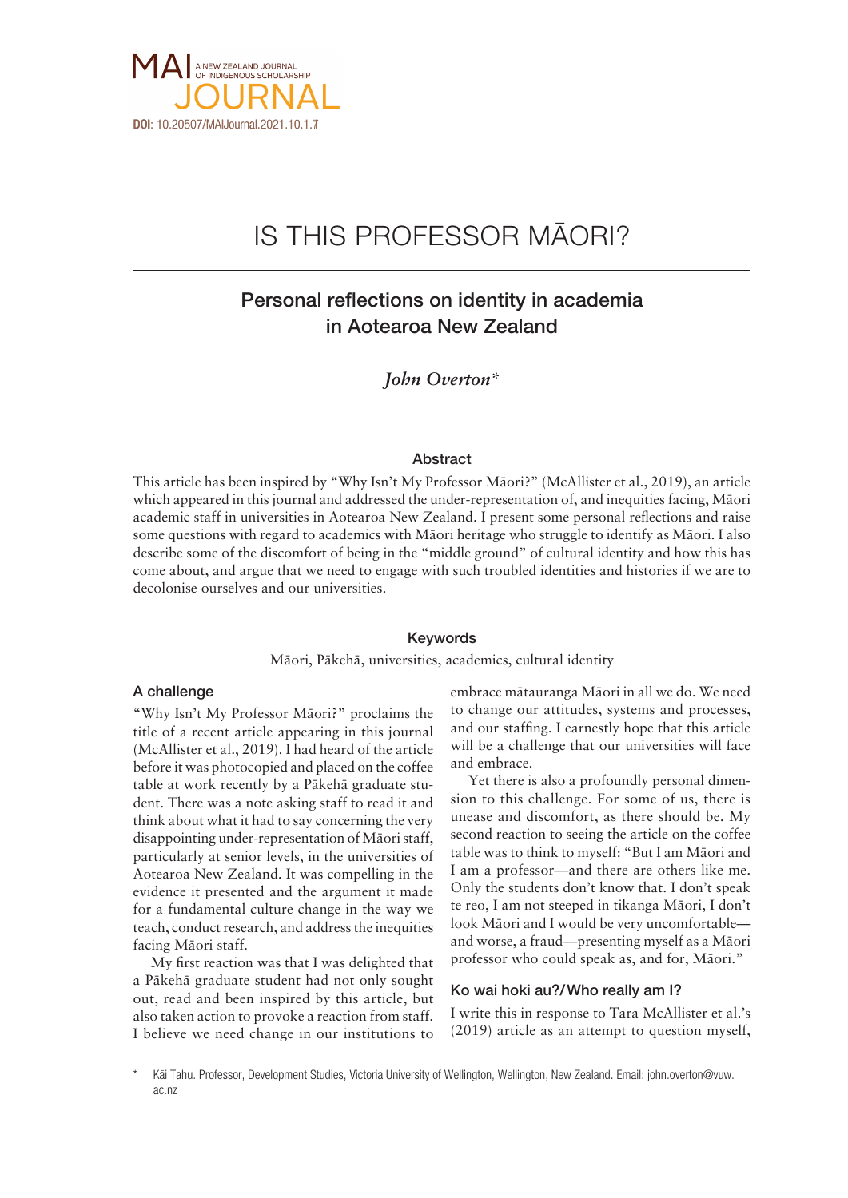# IS THIS PROFESSOR MĀORI?

## Personal reflections on identity in academia in Aotearoa New Zealand

*John Overton**

### Abstract

This article has been inspired by "Why Isn't My Professor Māori?" (McAllister et al., 2019), an article which appeared in this journal and addressed the under-representation of, and inequities facing, Māori academic staff in universities in Aotearoa New Zealand. I present some personal reflections and raise some questions with regard to academics with Māori heritage who struggle to identify as Māori. I also describe some of the discomfort of being in the "middle ground" of cultural identity and how this has come about, and argue that we need to engage with such troubled identities and histories if we are to decolonise ourselves and our universities.

### Keywords

Māori, Pākehā, universities, academics, cultural identity

### A challenge

"Why Isn't My Professor Māori?" proclaims the title of a recent article appearing in this journal (McAllister et al., 2019). I had heard of the article before it was photocopied and placed on the coffee table at work recently by a Pākehā graduate student. There was a note asking staff to read it and think about what it had to say concerning the very disappointing under-representation of Māori staff, particularly at senior levels, in the universities of Aotearoa New Zealand. It was compelling in the evidence it presented and the argument it made for a fundamental culture change in the way we teach, conduct research, and address the inequities facing Māori staff.

My first reaction was that I was delighted that a Pākehā graduate student had not only sought out, read and been inspired by this article, but also taken action to provoke a reaction from staff. I believe we need change in our institutions to embrace mātauranga Māori in all we do. We need to change our attitudes, systems and processes, and our staffing. I earnestly hope that this article will be a challenge that our universities will face and embrace.

Yet there is also a profoundly personal dimension to this challenge. For some of us, there is unease and discomfort, as there should be. My second reaction to seeing the article on the coffee table was to think to myself: "But I am Māori and I am a professor—and there are others like me. Only the students don't know that. I don't speak te reo, I am not steeped in tikanga Māori, I don't look Māori and I would be very uncomfortable—and worse, a fraud—presenting myself as a Māori professor who could speak as, and for, Māori."

### Ko wai hoki au?/Who really am I?

I write this in response to Tara McAllister et al.'s (2019) article as an attempt to question myself,

\* Kāi Tahu. Professor, Development Studies, Victoria University of Wellington, Wellington, New Zealand. Email: john.overton@vuw.ac.nz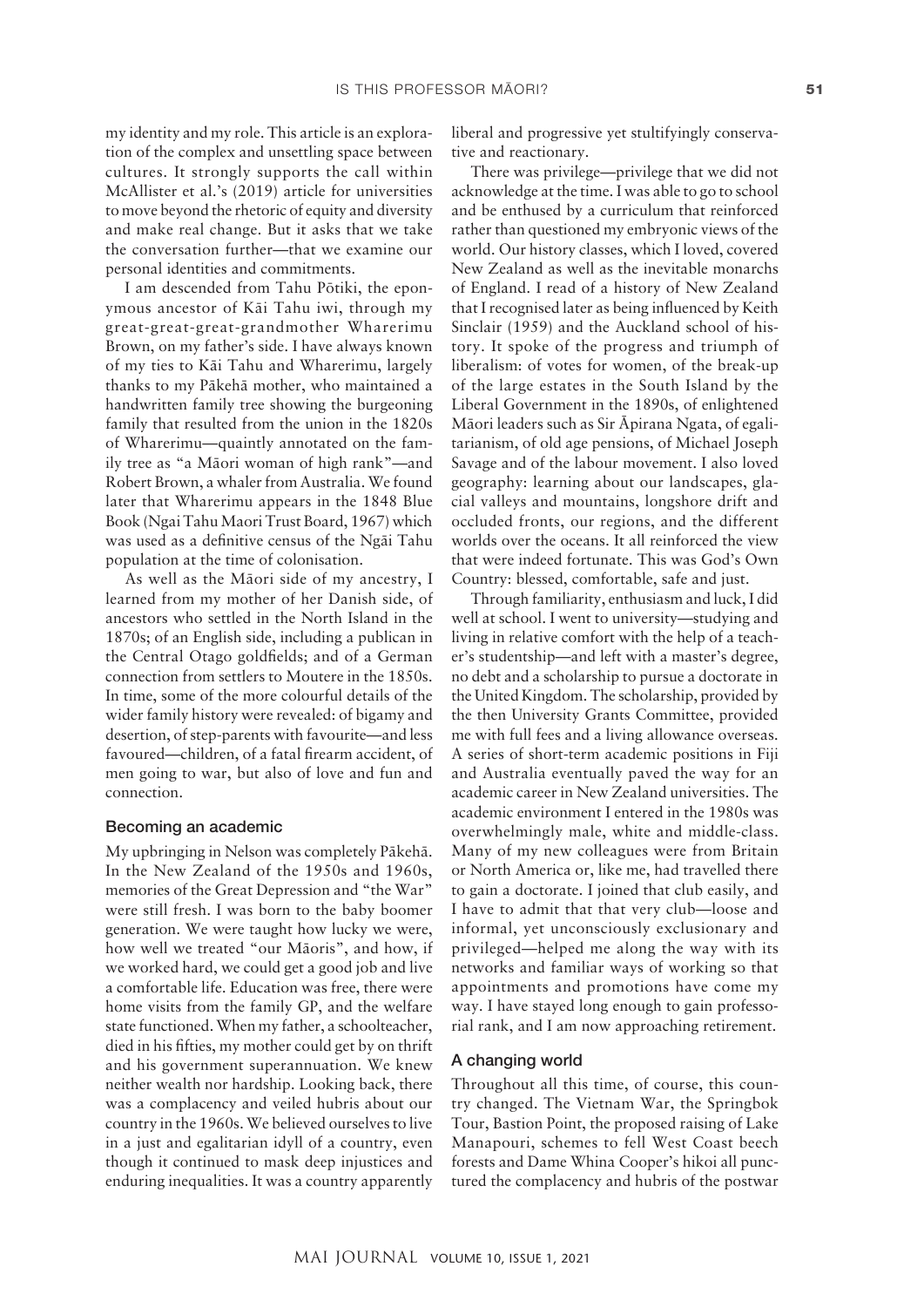my identity and my role. This article is an exploration of the complex and unsettling space between cultures. It strongly supports the call within McAllister et al.'s (2019) article for universities to move beyond the rhetoric of equity and diversity and make real change. But it asks that we take the conversation further—that we examine our personal identities and commitments.

I am descended from Tahu Pōtiki, the eponymous ancestor of Kāi Tahu iwi, through my great-great-great-grandmother Wharerimu Brown, on my father's side. I have always known of my ties to Kāi Tahu and Wharerimu, largely thanks to my Pākehā mother, who maintained a handwritten family tree showing the burgeoning family that resulted from the union in the 1820s of Wharerimu—quaintly annotated on the family tree as "a Māori woman of high rank"—and Robert Brown, a whaler from Australia. We found later that Wharerimu appears in the 1848 Blue Book (Ngai Tahu Maori Trust Board, 1967) which was used as a definitive census of the Ngāi Tahu population at the time of colonisation.

As well as the Māori side of my ancestry, I learned from my mother of her Danish side, of ancestors who settled in the North Island in the 1870s; of an English side, including a publican in the Central Otago goldfields; and of a German connection from settlers to Moutere in the 1850s. In time, some of the more colourful details of the wider family history were revealed: of bigamy and desertion, of step-parents with favourite—and less favoured—children, of a fatal firearm accident, of men going to war, but also of love and fun and connection.

## Becoming an academic

My upbringing in Nelson was completely Pākehā. In the New Zealand of the 1950s and 1960s, memories of the Great Depression and "the War" were still fresh. I was born to the baby boomer generation. We were taught how lucky we were, how well we treated "our Māoris", and how, if we worked hard, we could get a good job and live a comfortable life. Education was free, there were home visits from the family GP, and the welfare state functioned. When my father, a schoolteacher, died in his fifties, my mother could get by on thrift and his government superannuation. We knew neither wealth nor hardship. Looking back, there was a complacency and veiled hubris about our country in the 1960s. We believed ourselves to live in a just and egalitarian idyll of a country, even though it continued to mask deep injustices and enduring inequalities. It was a country apparently liberal and progressive yet stultifyingly conservative and reactionary.

There was privilege—privilege that we did not acknowledge at the time. I was able to go to school and be enthused by a curriculum that reinforced rather than questioned my embryonic views of the world. Our history classes, which I loved, covered New Zealand as well as the inevitable monarchs of England. I read of a history of New Zealand that I recognised later as being influenced by Keith Sinclair (1959) and the Auckland school of history. It spoke of the progress and triumph of liberalism: of votes for women, of the break-up of the large estates in the South Island by the Liberal Government in the 1890s, of enlightened Māori leaders such as Sir Āpirana Ngata, of egalitarianism, of old age pensions, of Michael Joseph Savage and of the labour movement. I also loved geography: learning about our landscapes, glacial valleys and mountains, longshore drift and occluded fronts, our regions, and the different worlds over the oceans. It all reinforced the view that were indeed fortunate. This was God's Own Country: blessed, comfortable, safe and just.

Through familiarity, enthusiasm and luck, I did well at school. I went to university—studying and living in relative comfort with the help of a teacher's studentship—and left with a master's degree, no debt and a scholarship to pursue a doctorate in the United Kingdom. The scholarship, provided by the then University Grants Committee, provided me with full fees and a living allowance overseas. A series of short-term academic positions in Fiji and Australia eventually paved the way for an academic career in New Zealand universities. The academic environment I entered in the 1980s was overwhelmingly male, white and middle-class. Many of my new colleagues were from Britain or North America or, like me, had travelled there to gain a doctorate. I joined that club easily, and I have to admit that that very club—loose and informal, yet unconsciously exclusionary and privileged—helped me along the way with its networks and familiar ways of working so that appointments and promotions have come my way. I have stayed long enough to gain professorial rank, and I am now approaching retirement.

## A changing world

Throughout all this time, of course, this country changed. The Vietnam War, the Springbok Tour, Bastion Point, the proposed raising of Lake Manapouri, schemes to fell West Coast beech forests and Dame Whina Cooper's hikoi all punctured the complacency and hubris of the postwar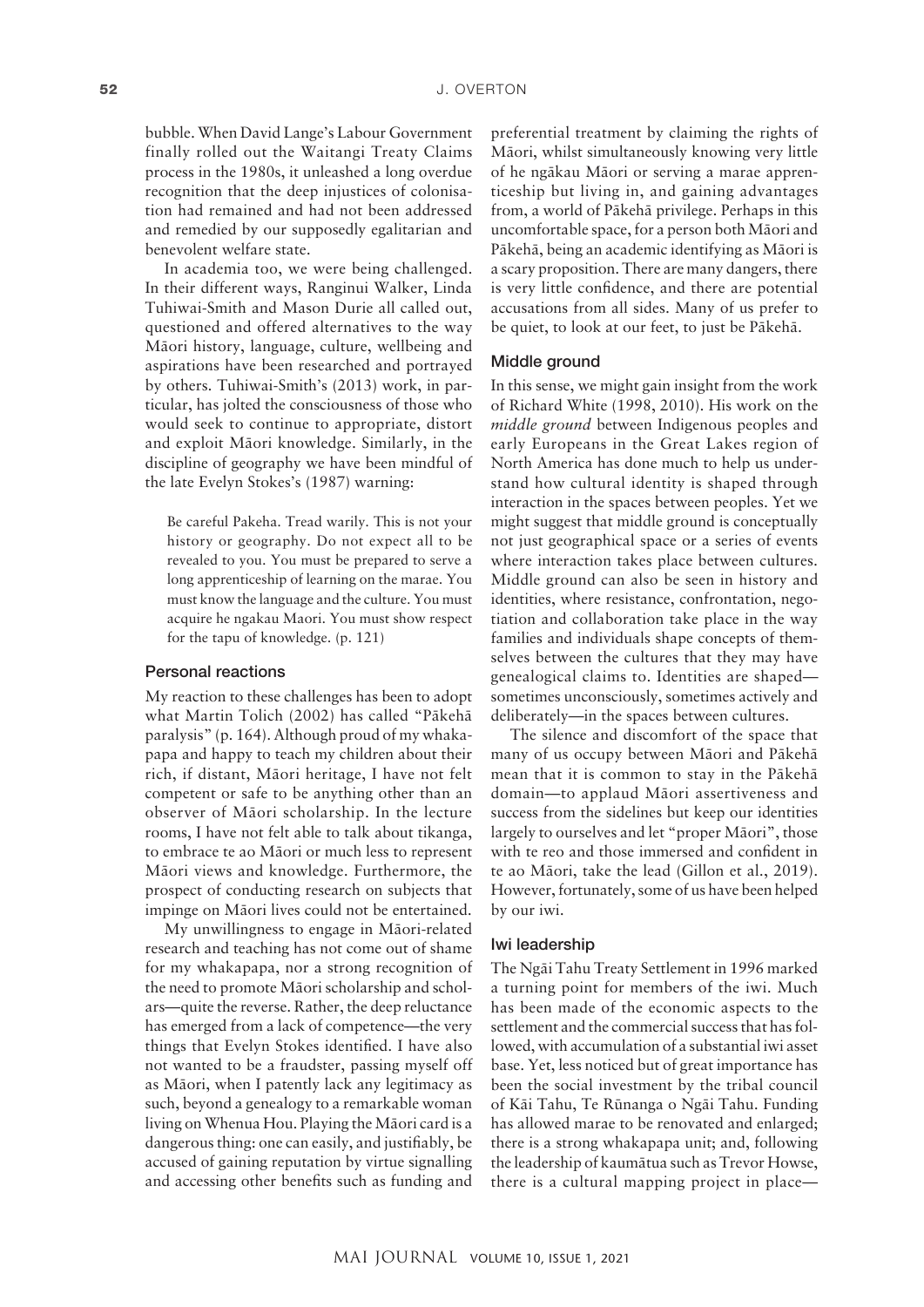bubble. When David Lange's Labour Government finally rolled out the Waitangi Treaty Claims process in the 1980s, it unleashed a long overdue recognition that the deep injustices of colonisation had remained and had not been addressed and remedied by our supposedly egalitarian and benevolent welfare state.

In academia too, we were being challenged. In their different ways, Ranginui Walker, Linda Tuhiwai-Smith and Mason Durie all called out, questioned and offered alternatives to the way Māori history, language, culture, wellbeing and aspirations have been researched and portrayed by others. Tuhiwai-Smith's (2013) work, in particular, has jolted the consciousness of those who would seek to continue to appropriate, distort and exploit Māori knowledge. Similarly, in the discipline of geography we have been mindful of the late Evelyn Stokes's (1987) warning:

> Be careful Pakeha. Tread warily. This is not your history or geography. Do not expect all to be revealed to you. You must be prepared to serve a long apprenticeship of learning on the marae. You must know the language and the culture. You must acquire he ngakau Maori. You must show respect for the tapu of knowledge. (p. 121)

### Personal reactions

My reaction to these challenges has been to adopt what Martin Tolich (2002) has called "Pākehā paralysis" (p. 164). Although proud of my whakapapa and happy to teach my children about their rich, if distant, Māori heritage, I have not felt competent or safe to be anything other than an observer of Māori scholarship. In the lecture rooms, I have not felt able to talk about tikanga, to embrace te ao Māori or much less to represent Māori views and knowledge. Furthermore, the prospect of conducting research on subjects that impinge on Māori lives could not be entertained.

My unwillingness to engage in Māori-related research and teaching has not come out of shame for my whakapapa, nor a strong recognition of the need to promote Māori scholarship and scholars—quite the reverse. Rather, the deep reluctance has emerged from a lack of competence—the very things that Evelyn Stokes identified. I have also not wanted to be a fraudster, passing myself off as Māori, when I patently lack any legitimacy as such, beyond a genealogy to a remarkable woman living on Whenua Hou. Playing the Māori card is a dangerous thing: one can easily, and justifiably, be accused of gaining reputation by virtue signalling and accessing other benefits such as funding and preferential treatment by claiming the rights of Māori, whilst simultaneously knowing very little of he ngākau Māori or serving a marae apprenticeship but living in, and gaining advantages from, a world of Pākehā privilege. Perhaps in this uncomfortable space, for a person both Māori and Pākehā, being an academic identifying as Māori is a scary proposition. There are many dangers, there is very little confidence, and there are potential accusations from all sides. Many of us prefer to be quiet, to look at our feet, to just be Pākehā.

### Middle ground

In this sense, we might gain insight from the work of Richard White (1998, 2010). His work on the *middle ground* between Indigenous peoples and early Europeans in the Great Lakes region of North America has done much to help us understand how cultural identity is shaped through interaction in the spaces between peoples. Yet we might suggest that middle ground is conceptually not just geographical space or a series of events where interaction takes place between cultures. Middle ground can also be seen in history and identities, where resistance, confrontation, negotiation and collaboration take place in the way families and individuals shape concepts of themselves between the cultures that they may have genealogical claims to. Identities are shaped—sometimes unconsciously, sometimes actively and deliberately—in the spaces between cultures.

The silence and discomfort of the space that many of us occupy between Māori and Pākehā mean that it is common to stay in the Pākehā domain—to applaud Māori assertiveness and success from the sidelines but keep our identities largely to ourselves and let "proper Māori", those with te reo and those immersed and confident in te ao Māori, take the lead (Gillon et al., 2019). However, fortunately, some of us have been helped by our iwi.

### Iwi leadership

The Ngāi Tahu Treaty Settlement in 1996 marked a turning point for members of the iwi. Much has been made of the economic aspects to the settlement and the commercial success that has followed, with accumulation of a substantial iwi asset base. Yet, less noticed but of great importance has been the social investment by the tribal council of Kāi Tahu, Te Rūnanga o Ngāi Tahu. Funding has allowed marae to be renovated and enlarged; there is a strong whakapapa unit; and, following the leadership of kaumātua such as Trevor Howse, there is a cultural mapping project in place—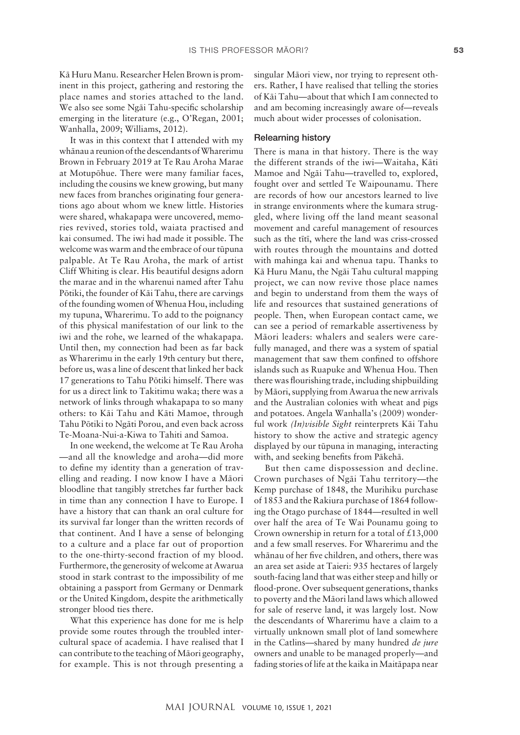Kā Huru Manu. Researcher Helen Brown is prominent in this project, gathering and restoring the place names and stories attached to the land. We also see some Ngāi Tahu-specific scholarship emerging in the literature (e.g., O'Regan, 2001; Wanhalla, 2009; Williams, 2012).

It was in this context that I attended with my whānau a reunion of the descendants of Wharerimu Brown in February 2019 at Te Rau Aroha Marae at Motupōhue. There were many familiar faces, including the cousins we knew growing, but many new faces from branches originating four generations ago about whom we knew little. Histories were shared, whakapapa were uncovered, memories revived, stories told, waiata practised and kai consumed. The iwi had made it possible. The welcome was warm and the embrace of our tūpuna palpable. At Te Rau Aroha, the mark of artist Cliff Whiting is clear. His beautiful designs adorn the marae and in the wharenui named after Tahu Pōtiki, the founder of Kāi Tahu, there are carvings of the founding women of Whenua Hou, including my tupuna, Wharerimu. To add to the poignancy of this physical manifestation of our link to the iwi and the rohe, we learned of the whakapapa. Until then, my connection had been as far back as Wharerimu in the early 19th century but there, before us, was a line of descent that linked her back 17 generations to Tahu Pōtiki himself. There was for us a direct link to Takitimu waka; there was a network of links through whakapapa to so many others: to Kāi Tahu and Kāti Mamoe, through Tahu Pōtiki to Ngāti Porou, and even back across Te-Moana-Nui-a-Kiwa to Tahiti and Samoa.

In one weekend, the welcome at Te Rau Aroha —and all the knowledge and aroha—did more to define my identity than a generation of travelling and reading. I now know I have a Māori bloodline that tangibly stretches far further back in time than any connection I have to Europe. I have a history that can thank an oral culture for its survival far longer than the written records of that continent. And I have a sense of belonging to a culture and a place far out of proportion to the one-thirty-second fraction of my blood. Furthermore, the generosity of welcome at Awarua stood in stark contrast to the impossibility of me obtaining a passport from Germany or Denmark or the United Kingdom, despite the arithmetically stronger blood ties there.

What this experience has done for me is help provide some routes through the troubled intercultural space of academia. I have realised that I can contribute to the teaching of Māori geography, for example. This is not through presenting a singular Māori view, nor trying to represent others. Rather, I have realised that telling the stories of Kāi Tahu—about that which I am connected to and am becoming increasingly aware of—reveals much about wider processes of colonisation.

## Relearning history

There is mana in that history. There is the way the different strands of the iwi—Waitaha, Kāti Mamoe and Ngāi Tahu—travelled to, explored, fought over and settled Te Waipounamu. There are records of how our ancestors learned to live in strange environments where the kumara struggled, where living off the land meant seasonal movement and careful management of resources such as the tītī, where the land was criss-crossed with routes through the mountains and dotted with mahinga kai and whenua tapu. Thanks to Kā Huru Manu, the Ngāi Tahu cultural mapping project, we can now revive those place names and begin to understand from them the ways of life and resources that sustained generations of people. Then, when European contact came, we can see a period of remarkable assertiveness by Māori leaders: whalers and sealers were carefully managed, and there was a system of spatial management that saw them confined to offshore islands such as Ruapuke and Whenua Hou. Then there was flourishing trade, including shipbuilding by Māori, supplying from Awarua the new arrivals and the Australian colonies with wheat and pigs and potatoes. Angela Wanhalla's (2009) wonderful work *(In)visible Sight* reinterprets Kāi Tahu history to show the active and strategic agency displayed by our tūpuna in managing, interacting with, and seeking benefits from Pākehā.

But then came dispossession and decline. Crown purchases of Ngāi Tahu territory—the Kemp purchase of 1848, the Murihiku purchase of 1853 and the Rakiura purchase of 1864 following the Otago purchase of 1844—resulted in well over half the area of Te Wai Pounamu going to Crown ownership in return for a total of £13,000 and a few small reserves. For Wharerimu and the whānau of her five children, and others, there was an area set aside at Taieri: 935 hectares of largely south-facing land that was either steep and hilly or flood-prone. Over subsequent generations, thanks to poverty and the Māori land laws which allowed for sale of reserve land, it was largely lost. Now the descendants of Wharerimu have a claim to a virtually unknown small plot of land somewhere in the Catlins—shared by many hundred *de jure* owners and unable to be managed properly—and fading stories of life at the kaika in Maitāpapa near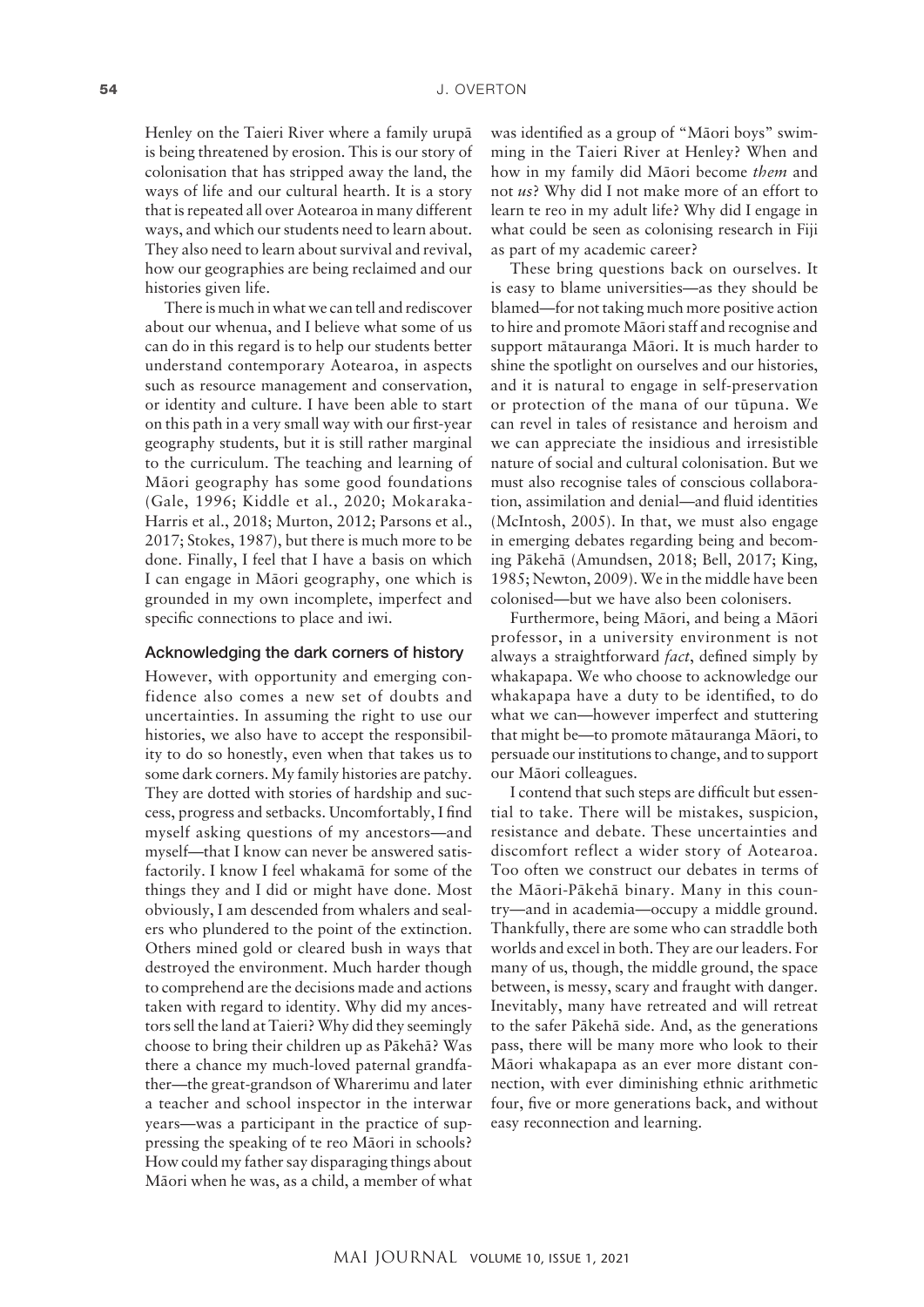Henley on the Taieri River where a family urupā is being threatened by erosion. This is our story of colonisation that has stripped away the land, the ways of life and our cultural hearth. It is a story that is repeated all over Aotearoa in many different ways, and which our students need to learn about. They also need to learn about survival and revival, how our geographies are being reclaimed and our histories given life.

There is much in what we can tell and rediscover about our whenua, and I believe what some of us can do in this regard is to help our students better understand contemporary Aotearoa, in aspects such as resource management and conservation, or identity and culture. I have been able to start on this path in a very small way with our first-year geography students, but it is still rather marginal to the curriculum. The teaching and learning of Māori geography has some good foundations (Gale, 1996; Kiddle et al., 2020; Mokaraka-Harris et al., 2018; Murton, 2012; Parsons et al., 2017; Stokes, 1987), but there is much more to be done. Finally, I feel that I have a basis on which I can engage in Māori geography, one which is grounded in my own incomplete, imperfect and specific connections to place and iwi.

## Acknowledging the dark corners of history

However, with opportunity and emerging confidence also comes a new set of doubts and uncertainties. In assuming the right to use our histories, we also have to accept the responsibility to do so honestly, even when that takes us to some dark corners. My family histories are patchy. They are dotted with stories of hardship and success, progress and setbacks. Uncomfortably, I find myself asking questions of my ancestors—and myself—that I know can never be answered satisfactorily. I know I feel whakamā for some of the things they and I did or might have done. Most obviously, I am descended from whalers and sealers who plundered to the point of the extinction. Others mined gold or cleared bush in ways that destroyed the environment. Much harder though to comprehend are the decisions made and actions taken with regard to identity. Why did my ancestors sell the land at Taieri? Why did they seemingly choose to bring their children up as Pākehā? Was there a chance my much-loved paternal grandfather—the great-grandson of Wharerimu and later a teacher and school inspector in the interwar years—was a participant in the practice of suppressing the speaking of te reo Māori in schools? How could my father say disparaging things about Māori when he was, as a child, a member of what was identified as a group of "Māori boys" swimming in the Taieri River at Henley? When and how in my family did Māori become *them* and not *us*? Why did I not make more of an effort to learn te reo in my adult life? Why did I engage in what could be seen as colonising research in Fiji as part of my academic career?

These bring questions back on ourselves. It is easy to blame universities—as they should be blamed—for not taking much more positive action to hire and promote Māori staff and recognise and support mātauranga Māori. It is much harder to shine the spotlight on ourselves and our histories, and it is natural to engage in self-preservation or protection of the mana of our tūpuna. We can revel in tales of resistance and heroism and we can appreciate the insidious and irresistible nature of social and cultural colonisation. But we must also recognise tales of conscious collaboration, assimilation and denial—and fluid identities (McIntosh, 2005). In that, we must also engage in emerging debates regarding being and becoming Pākehā (Amundsen, 2018; Bell, 2017; King, 1985; Newton, 2009). We in the middle have been colonised—but we have also been colonisers.

Furthermore, being Māori, and being a Māori professor, in a university environment is not always a straightforward *fact*, defined simply by whakapapa. We who choose to acknowledge our whakapapa have a duty to be identified, to do what we can—however imperfect and stuttering that might be—to promote mātauranga Māori, to persuade our institutions to change, and to support our Māori colleagues.

I contend that such steps are difficult but essential to take. There will be mistakes, suspicion, resistance and debate. These uncertainties and discomfort reflect a wider story of Aotearoa. Too often we construct our debates in terms of the Māori-Pākehā binary. Many in this country—and in academia—occupy a middle ground. Thankfully, there are some who can straddle both worlds and excel in both. They are our leaders. For many of us, though, the middle ground, the space between, is messy, scary and fraught with danger. Inevitably, many have retreated and will retreat to the safer Pākehā side. And, as the generations pass, there will be many more who look to their Māori whakapapa as an ever more distant connection, with ever diminishing ethnic arithmetic four, five or more generations back, and without easy reconnection and learning.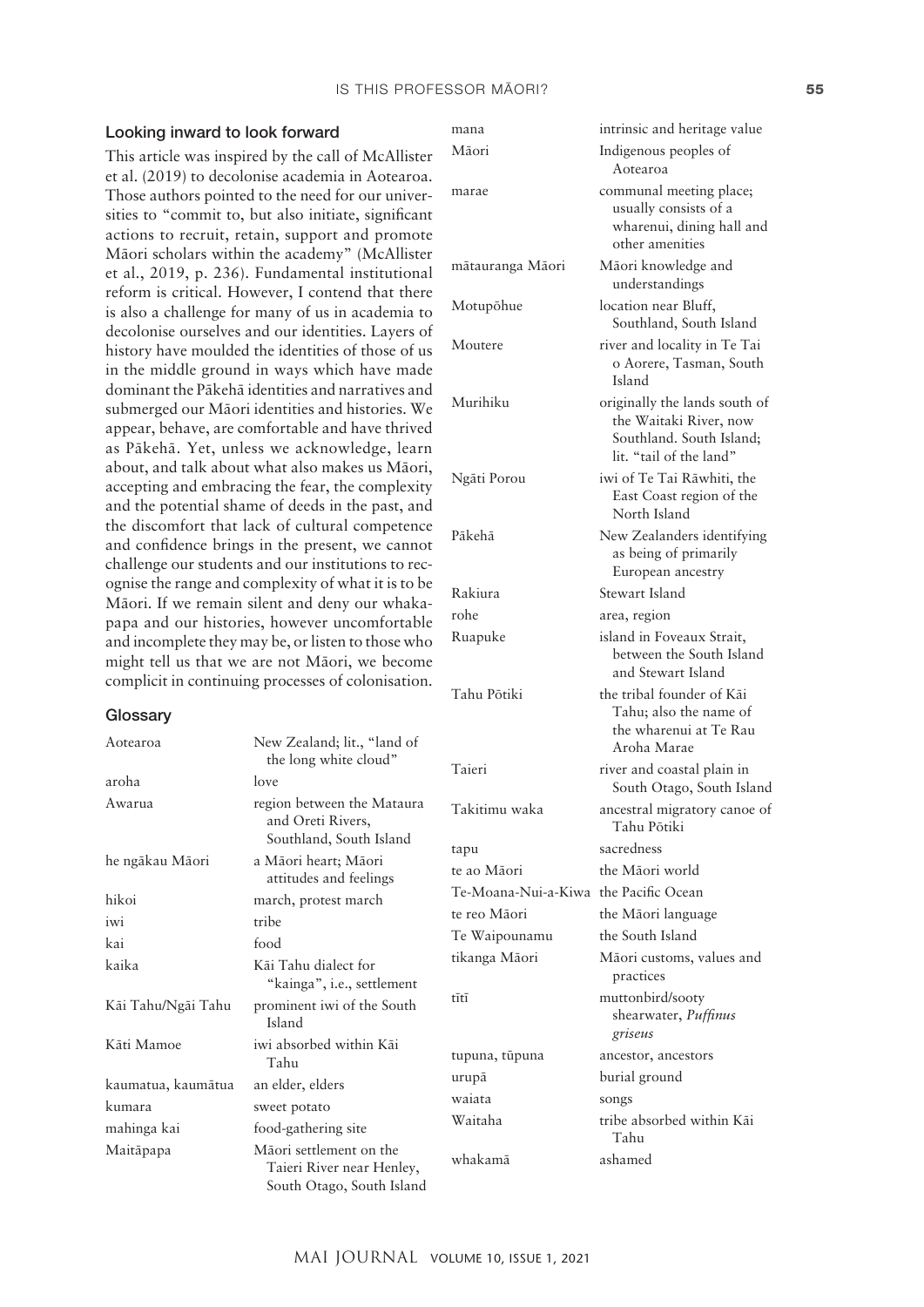## Looking inward to look forward

This article was inspired by the call of McAllister et al. (2019) to decolonise academia in Aotearoa. Those authors pointed to the need for our universities to "commit to, but also initiate, significant actions to recruit, retain, support and promote Māori scholars within the academy" (McAllister et al., 2019, p. 236). Fundamental institutional reform is critical. However, I contend that there is also a challenge for many of us in academia to decolonise ourselves and our identities. Layers of history have moulded the identities of those of us in the middle ground in ways which have made dominant the Pākehā identities and narratives and submerged our Māori identities and histories. We appear, behave, are comfortable and have thrived as Pākehā. Yet, unless we acknowledge, learn about, and talk about what also makes us Māori, accepting and embracing the fear, the complexity and the potential shame of deeds in the past, and the discomfort that lack of cultural competence and confidence brings in the present, we cannot challenge our students and our institutions to recognise the range and complexity of what it is to be Māori. If we remain silent and deny our whakapapa and our histories, however uncomfortable and incomplete they may be, or listen to those who might tell us that we are not Māori, we become complicit in continuing processes of colonisation.

## Glossary

| | |
|---|---|
| Aotearoa | New Zealand; lit., "land of the long white cloud" |
| aroha | love |
| Awarua | region between the Mataura and Oreti Rivers, Southland, South Island |
| he ngākau Māori | a Māori heart; Māori attitudes and feelings |
| hikoi | march, protest march |
| iwi | tribe |
| kai | food |
| kaika | Kāi Tahu dialect for "kainga", i.e., settlement |
| Kāi Tahu/Ngāi Tahu | prominent iwi of the South Island |
| Kāti Mamoe | iwi absorbed within Kāi Tahu |
| kaumatua, kaumātua | an elder, elders |
| kumara | sweet potato |
| mahinga kai | food-gathering site |
| Maitāpapa | Māori settlement on the Taieri River near Henley, South Otago, South Island |
| mana | intrinsic and heritage value |
| Māori | Indigenous peoples of Aotearoa |
| marae | communal meeting place; usually consists of a wharenui, dining hall and other amenities |
| mātauranga Māori | Māori knowledge and understandings |
| Motupōhue | location near Bluff, Southland, South Island |
| Moutere | river and locality in Te Tai o Aorere, Tasman, South Island |
| Murihiku | originally the lands south of the Waitaki River, now Southland. South Island; lit. "tail of the land" |
| Ngāti Porou | iwi of Te Tai Rāwhiti, the East Coast region of the North Island |
| Pākehā | New Zealanders identifying as being of primarily European ancestry |
| Rakiura | Stewart Island |
| rohe | area, region |
| Ruapuke | island in Foveaux Strait, between the South Island and Stewart Island |
| Tahu Pōtiki | the tribal founder of Kāi Tahu; also the name of the wharenui at Te Rau Aroha Marae |
| Taieri | river and coastal plain in South Otago, South Island |
| Takitimu waka | ancestral migratory canoe of Tahu Pōtiki |
| tapu | sacredness |
| te ao Māori | the Māori world |
| Te-Moana-Nui-a-Kiwa | the Pacific Ocean |
| te reo Māori | the Māori language |
| Te Waipounamu | the South Island |
| tikanga Māori | Māori customs, values and practices |
| tītī | muttonbird/sooty shearwater, *Puffinus griseus* |
| tupuna, tūpuna | ancestor, ancestors |
| urupā | burial ground |
| waiata | songs |
| Waitaha | tribe absorbed within Kāi Tahu |
| whakamā | ashamed |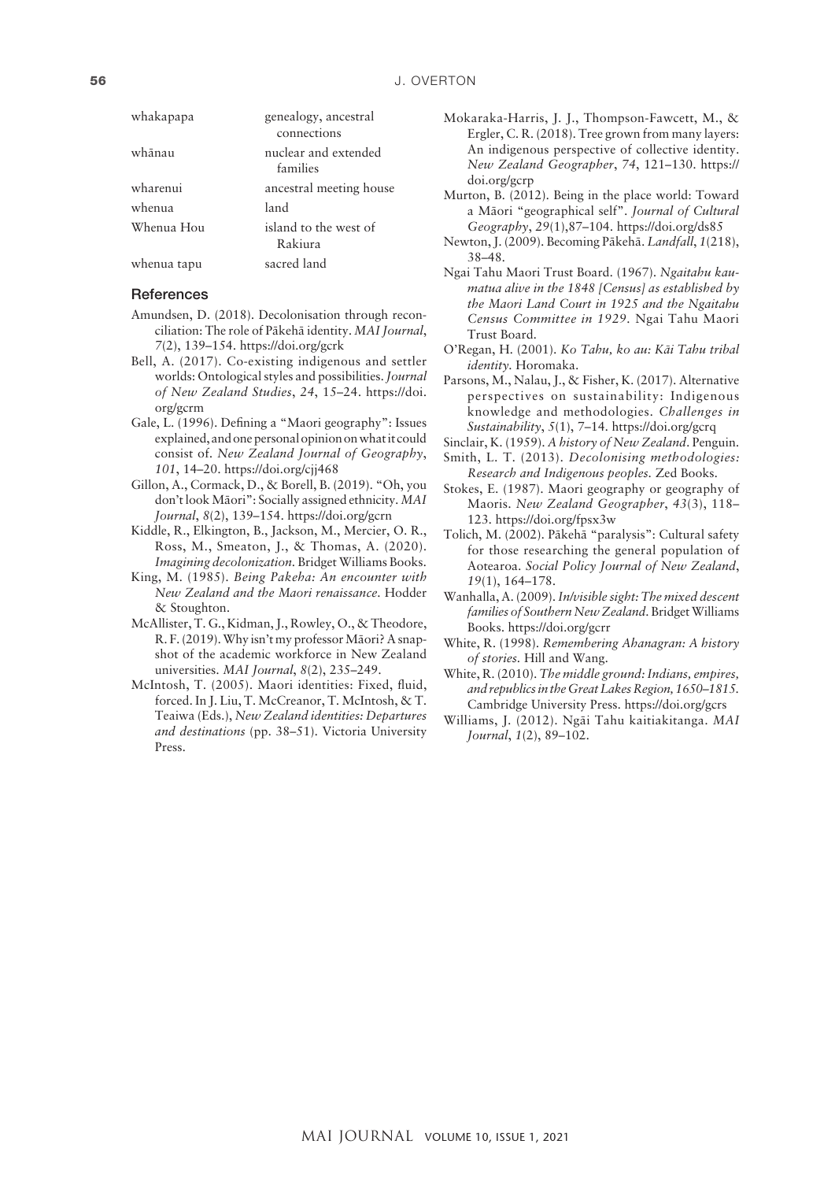| | |
|---|---|
| whakapapa | genealogy, ancestral connections |
| whānau | nuclear and extended families |
| wharenui | ancestral meeting house |
| whenua | land |
| Whenua Hou | island to the west of Rakiura |
| whenua tapu | sacred land |

## References

Amundsen, D. (2018). Decolonisation through reconciliation: The role of Pākehā identity. *MAI Journal*, *7*(2), 139–154. https://doi.org/gcrk

Bell, A. (2017). Co-existing indigenous and settler worlds: Ontological styles and possibilities. *Journal of New Zealand Studies*, *24*, 15–24. https://doi.org/gcrm

Gale, L. (1996). Defining a "Maori geography": Issues explained, and one personal opinion on what it could consist of. *New Zealand Journal of Geography*, *101*, 14–20. https://doi.org/cjj468

Gillon, A., Cormack, D., & Borell, B. (2019). "Oh, you don't look Māori": Socially assigned ethnicity. *MAI Journal*, *8*(2), 139–154. https://doi.org/gcrn

Kiddle, R., Elkington, B., Jackson, M., Mercier, O. R., Ross, M., Smeaton, J., & Thomas, A. (2020). *Imagining decolonization*. Bridget Williams Books.

King, M. (1985). *Being Pakeha: An encounter with New Zealand and the Maori renaissance*. Hodder & Stoughton.

McAllister, T. G., Kidman, J., Rowley, O., & Theodore, R. F. (2019). Why isn't my professor Māori? A snapshot of the academic workforce in New Zealand universities. *MAI Journal*, *8*(2), 235–249.

McIntosh, T. (2005). Maori identities: Fixed, fluid, forced. In J. Liu, T. McCreanor, T. McIntosh, & T. Teaiwa (Eds.), *New Zealand identities: Departures and destinations* (pp. 38–51). Victoria University Press.

Mokaraka-Harris, J. J., Thompson-Fawcett, M., & Ergler, C. R. (2018). Tree grown from many layers: An indigenous perspective of collective identity. *New Zealand Geographer*, *74*, 121–130. https://doi.org/gcrp

Murton, B. (2012). Being in the place world: Toward a Māori "geographical self". *Journal of Cultural Geography*, *29*(1),87–104. https://doi.org/ds85

Newton, J. (2009). Becoming Pākehā. *Landfall*, *1*(218), 38–48.

Ngai Tahu Maori Trust Board. (1967). *Ngaitahu kaumatua alive in the 1848 [Census] as established by the Maori Land Court in 1925 and the Ngaitahu Census Committee in 1929*. Ngai Tahu Maori Trust Board.

O'Regan, H. (2001). *Ko Tahu, ko au: Kāi Tahu tribal identity*. Horomaka.

Parsons, M., Nalau, J., & Fisher, K. (2017). Alternative perspectives on sustainability: Indigenous knowledge and methodologies. *Challenges in Sustainability*, *5*(1), 7–14. https://doi.org/gcrq

Sinclair, K. (1959). *A history of New Zealand*. Penguin.

Smith, L. T. (2013). *Decolonising methodologies: Research and Indigenous peoples*. Zed Books.

Stokes, E. (1987). Maori geography or geography of Maoris. *New Zealand Geographer*, *43*(3), 118–123. https://doi.org/fpsx3w

Tolich, M. (2002). Pākehā "paralysis": Cultural safety for those researching the general population of Aotearoa. *Social Policy Journal of New Zealand*, *19*(1), 164–178.

Wanhalla, A. (2009). *In/visible sight: The mixed descent families of Southern New Zealand*. Bridget Williams Books. https://doi.org/gcrr

White, R. (1998). *Remembering Ahanagran: A history of stories*. Hill and Wang.

White, R. (2010). *The middle ground: Indians, empires, and republics in the Great Lakes Region, 1650–1815*. Cambridge University Press. https://doi.org/gcrs

Williams, J. (2012). Ngāi Tahu kaitiakitanga. *MAI Journal*, *1*(2), 89–102.